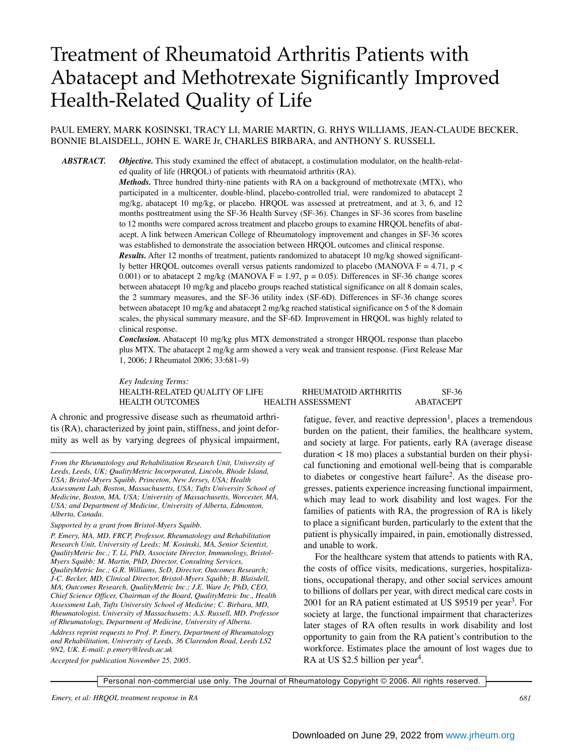# Treatment of Rheumatoid Arthritis Patients with Abatacept and Methotrexate Significantly Improved Health-Related Quality of Life

PAUL EMERY, MARK KOSINSKI, TRACY LI, MARIE MARTIN, G. RHYS WILLIAMS, JEAN-CLAUDE BECKER, BONNIE BLAISDELL, JOHN E. WARE Jr, CHARLES BIRBARA, and ANTHONY S. RUSSELL

***ABSTRACT.*** ***Objective.*** This study examined the effect of abatacept, a costimulation modulator, on the health-related quality of life (HRQOL) of patients with rheumatoid arthritis (RA).

***Methods.*** Three hundred thirty-nine patients with RA on a background of methotrexate (MTX), who participated in a multicenter, double-blind, placebo-controlled trial, were randomized to abatacept 2 mg/kg, abatacept 10 mg/kg, or placebo. HRQOL was assessed at pretreatment, and at 3, 6, and 12 months posttreatment using the SF-36 Health Survey (SF-36). Changes in SF-36 scores from baseline to 12 months were compared across treatment and placebo groups to examine HRQOL benefits of abatacept. A link between American College of Rheumatology improvement and changes in SF-36 scores was established to demonstrate the association between HRQOL outcomes and clinical response.

***Results.*** After 12 months of treatment, patients randomized to abatacept 10 mg/kg showed significantly better HRQOL outcomes overall versus patients randomized to placebo (MANOVA $F = 4.71$, $p < 0.001$) or to abatacept 2 mg/kg (MANOVA $F = 1.97$, $p = 0.05$). Differences in SF-36 change scores between abatacept 10 mg/kg and placebo groups reached statistical significance on all 8 domain scales, the 2 summary measures, and the SF-36 utility index (SF-6D). Differences in SF-36 change scores between abatacept 10 mg/kg and abatacept 2 mg/kg reached statistical significance on 5 of the 8 domain scales, the physical summary measure, and the SF-6D. Improvement in HRQOL was highly related to clinical response.

***Conclusion.*** Abatacept 10 mg/kg plus MTX demonstrated a stronger HRQOL response than placebo plus MTX. The abatacept 2 mg/kg arm showed a very weak and transient response. (First Release Mar 1, 2006; J Rheumatol 2006; 33:681–9)

*Key Indexing Terms:*
HEALTH-RELATED QUALITY OF LIFE — RHEUMATOID ARTHRITIS — SF-36
HEALTH OUTCOMES — HEALTH ASSESSMENT — ABATACEPT

A chronic and progressive disease such as rheumatoid arthritis (RA), characterized by joint pain, stiffness, and joint deformity as well as by varying degrees of physical impairment, fatigue, fever, and reactive depression[1], places a tremendous burden on the patient, their families, the healthcare system, and society at large. For patients, early RA (average disease duration < 18 mo) places a substantial burden on their physical functioning and emotional well-being that is comparable to diabetes or congestive heart failure[2]. As the disease progresses, patients experience increasing functional impairment, which may lead to work disability and lost wages. For the families of patients with RA, the progression of RA is likely to place a significant burden, particularly to the extent that the patient is physically impaired, in pain, emotionally distressed, and unable to work.

For the healthcare system that attends to patients with RA, the costs of office visits, medications, surgeries, hospitalizations, occupational therapy, and other social services amount to billions of dollars per year, with direct medical care costs in 2001 for an RA patient estimated at US $9519 per year[3]. For society at large, the functional impairment that characterizes later stages of RA often results in work disability and lost opportunity to gain from the RA patient's contribution to the workforce. Estimates place the amount of lost wages due to RA at US $2.5 billion per year[4].

*From the Rheumatology and Rehabilitation Research Unit, University of Leeds, Leeds, UK; QualityMetric Incorporated, Lincoln, Rhode Island, USA; Bristol-Myers Squibb, Princeton, New Jersey, USA; Health Assessment Lab, Boston, Massachusetts, USA; Tufts University School of Medicine, Boston, MA, USA; University of Massachusetts, Worcester, MA, USA; and Department of Medicine, University of Alberta, Edmonton, Alberta, Canada.*

*Supported by a grant from Bristol-Myers Squibb.*

*P. Emery, MA, MD, FRCP, Professor, Rheumatology and Rehabilitation Research Unit, University of Leeds; M. Kosinski, MA, Senior Scientist, QualityMetric Inc.; T. Li, PhD, Associate Director, Immunology, Bristol-Myers Squibb; M. Martin, PhD, Director, Consulting Services, QualityMetric Inc.; G.R. Williams, ScD, Director, Outcomes Research; J-C. Becker, MD, Clinical Director, Bristol-Myers Squibb; B. Blaisdell, MA, Outcomes Research, QualityMetric Inc.; J.E. Ware Jr, PhD, CEO, Chief Science Officer, Chairman of the Board, QualityMetric Inc., Health Assessment Lab, Tufts University School of Medicine; C. Birbara, MD, Rheumatologist, University of Massachusetts; A.S. Russell, MD, Professor of Rheumatology, Department of Medicine, University of Alberta.*

*Address reprint requests to Prof. P. Emery, Department of Rheumatology and Rehabilitation, University of Leeds, 36 Clarendon Road, Leeds LS2 9N2, UK. E-mail: p.emery@leeds.ac.uk*

*Accepted for publication November 25, 2005.*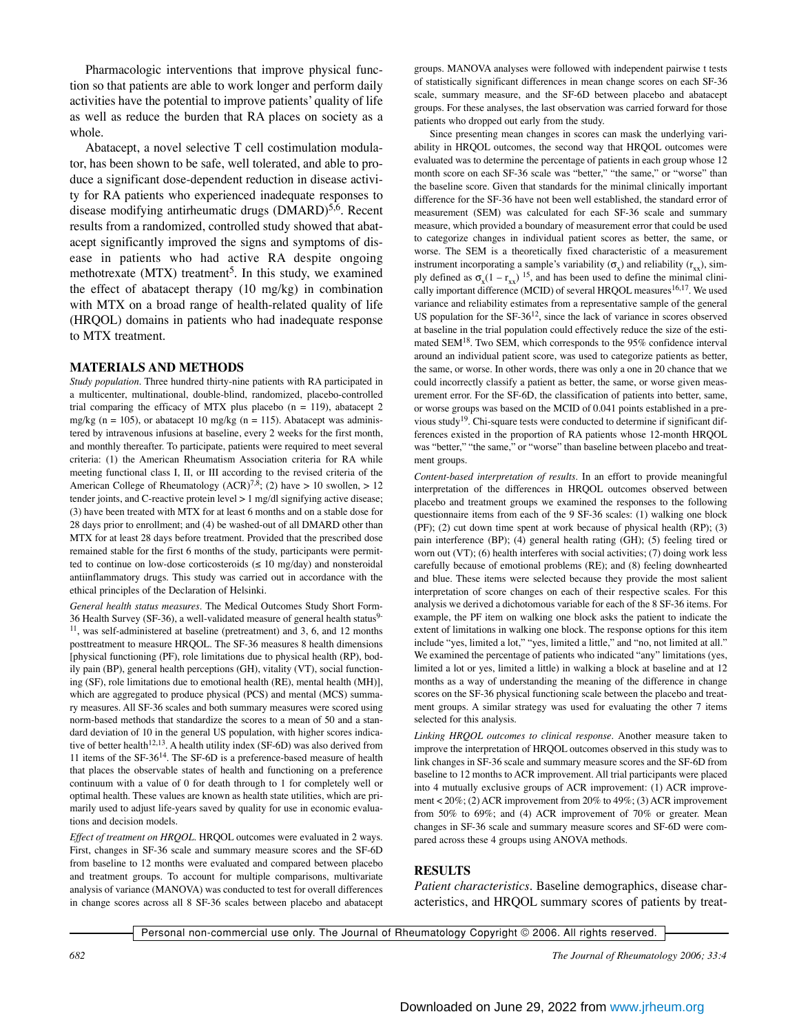Pharmacologic interventions that improve physical function so that patients are able to work longer and perform daily activities have the potential to improve patients' quality of life as well as reduce the burden that RA places on society as a whole.

Abatacept, a novel selective T cell costimulation modulator, has been shown to be safe, well tolerated, and able to produce a significant dose-dependent reduction in disease activity for RA patients who experienced inadequate responses to disease modifying antirheumatic drugs (DMARD)[5,6]. Recent results from a randomized, controlled study showed that abatacept significantly improved the signs and symptoms of disease in patients who had active RA despite ongoing methotrexate (MTX) treatment[5]. In this study, we examined the effect of abatacept therapy (10 mg/kg) in combination with MTX on a broad range of health-related quality of life (HRQOL) domains in patients who had inadequate response to MTX treatment.

## MATERIALS AND METHODS

*Study population.* Three hundred thirty-nine patients with RA participated in a multicenter, multinational, double-blind, randomized, placebo-controlled trial comparing the efficacy of MTX plus placebo (n = 119), abatacept 2 mg/kg (n = 105), or abatacept 10 mg/kg (n = 115). Abatacept was administered by intravenous infusions at baseline, every 2 weeks for the first month, and monthly thereafter. To participate, patients were required to meet several criteria: (1) the American Rheumatism Association criteria for RA while meeting functional class I, II, or III according to the revised criteria of the American College of Rheumatology (ACR)[7,8]; (2) have > 10 swollen, > 12 tender joints, and C-reactive protein level > 1 mg/dl signifying active disease; (3) have been treated with MTX for at least 6 months and on a stable dose for 28 days prior to enrollment; and (4) be washed-out of all DMARD other than MTX for at least 28 days before treatment. Provided that the prescribed dose remained stable for the first 6 months of the study, participants were permitted to continue on low-dose corticosteroids (≤ 10 mg/day) and nonsteroidal antiinflammatory drugs. This study was carried out in accordance with the ethical principles of the Declaration of Helsinki.

*General health status measures.* The Medical Outcomes Study Short Form-36 Health Survey (SF-36), a well-validated measure of general health status[9-11], was self-administered at baseline (pretreatment) and 3, 6, and 12 months posttreatment to measure HRQOL. The SF-36 measures 8 health dimensions [physical functioning (PF), role limitations due to physical health (RP), bodily pain (BP), general health perceptions (GH), vitality (VT), social functioning (SF), role limitations due to emotional health (RE), mental health (MH)], which are aggregated to produce physical (PCS) and mental (MCS) summary measures. All SF-36 scales and both summary measures were scored using norm-based methods that standardize the scores to a mean of 50 and a standard deviation of 10 in the general US population, with higher scores indicative of better health[12,13]. A health utility index (SF-6D) was also derived from 11 items of the SF-36[14]. The SF-6D is a preference-based measure of health that places the observable states of health and functioning on a preference continuum with a value of 0 for death through to 1 for completely well or optimal health. These values are known as health state utilities, which are primarily used to adjust life-years saved by quality for use in economic evaluations and decision models.

*Effect of treatment on HRQOL.* HRQOL outcomes were evaluated in 2 ways. First, changes in SF-36 scale and summary measure scores and the SF-6D from baseline to 12 months were evaluated and compared between placebo and treatment groups. To account for multiple comparisons, multivariate analysis of variance (MANOVA) was conducted to test for overall differences in change scores across all 8 SF-36 scales between placebo and abatacept groups. MANOVA analyses were followed with independent pairwise t tests of statistically significant differences in mean change scores on each SF-36 scale, summary measure, and the SF-6D between placebo and abatacept groups. For these analyses, the last observation was carried forward for those patients who dropped out early from the study.

Since presenting mean changes in scores can mask the underlying variability in HRQOL outcomes, the second way that HRQOL outcomes were evaluated was to determine the percentage of patients in each group whose 12 month score on each SF-36 scale was "better," "the same," or "worse" than the baseline score. Given that standards for the minimal clinically important difference for the SF-36 have not been well established, the standard error of measurement (SEM) was calculated for each SF-36 scale and summary measure, which provided a boundary of measurement error that could be used to categorize changes in individual patient scores as better, the same, or worse. The SEM is a theoretically fixed characteristic of a measurement instrument incorporating a sample's variability ($\sigma_x$) and reliability ($r_{xx}$), simply defined as $\sigma_x(1 - r_{xx})$ [15], and has been used to define the minimal clinically important difference (MCID) of several HRQOL measures[16,17]. We used variance and reliability estimates from a representative sample of the general US population for the SF-36[12], since the lack of variance in scores observed at baseline in the trial population could effectively reduce the size of the estimated SEM[18]. Two SEM, which corresponds to the 95% confidence interval around an individual patient score, was used to categorize patients as better, the same, or worse. In other words, there was only a one in 20 chance that we could incorrectly classify a patient as better, the same, or worse given measurement error. For the SF-6D, the classification of patients into better, same, or worse groups was based on the MCID of 0.041 points established in a previous study[19]. Chi-square tests were conducted to determine if significant differences existed in the proportion of RA patients whose 12-month HRQOL was "better," "the same," or "worse" than baseline between placebo and treatment groups.

*Content-based interpretation of results.* In an effort to provide meaningful interpretation of the differences in HRQOL outcomes observed between placebo and treatment groups we examined the responses to the following questionnaire items from each of the 9 SF-36 scales: (1) walking one block (PF); (2) cut down time spent at work because of physical health (RP); (3) pain interference (BP); (4) general health rating (GH); (5) feeling tired or worn out (VT); (6) health interferes with social activities; (7) doing work less carefully because of emotional problems (RE); and (8) feeling downhearted and blue. These items were selected because they provide the most salient interpretation of score changes on each of their respective scales. For this analysis we derived a dichotomous variable for each of the 8 SF-36 items. For example, the PF item on walking one block asks the patient to indicate the extent of limitations in walking one block. The response options for this item include "yes, limited a lot," "yes, limited a little," and "no, not limited at all." We examined the percentage of patients who indicated "any" limitations (yes, limited a lot or yes, limited a little) in walking a block at baseline and at 12 months as a way of understanding the meaning of the difference in change scores on the SF-36 physical functioning scale between the placebo and treatment groups. A similar strategy was used for evaluating the other 7 items selected for this analysis.

*Linking HRQOL outcomes to clinical response.* Another measure taken to improve the interpretation of HRQOL outcomes observed in this study was to link changes in SF-36 scale and summary measure scores and the SF-6D from baseline to 12 months to ACR improvement. All trial participants were placed into 4 mutually exclusive groups of ACR improvement: (1) ACR improvement < 20%; (2) ACR improvement from 20% to 49%; (3) ACR improvement from 50% to 69%; and (4) ACR improvement of 70% or greater. Mean changes in SF-36 scale and summary measure scores and SF-6D were compared across these 4 groups using ANOVA methods.

## RESULTS

*Patient characteristics.* Baseline demographics, disease characteristics, and HRQOL summary scores of patients by treat-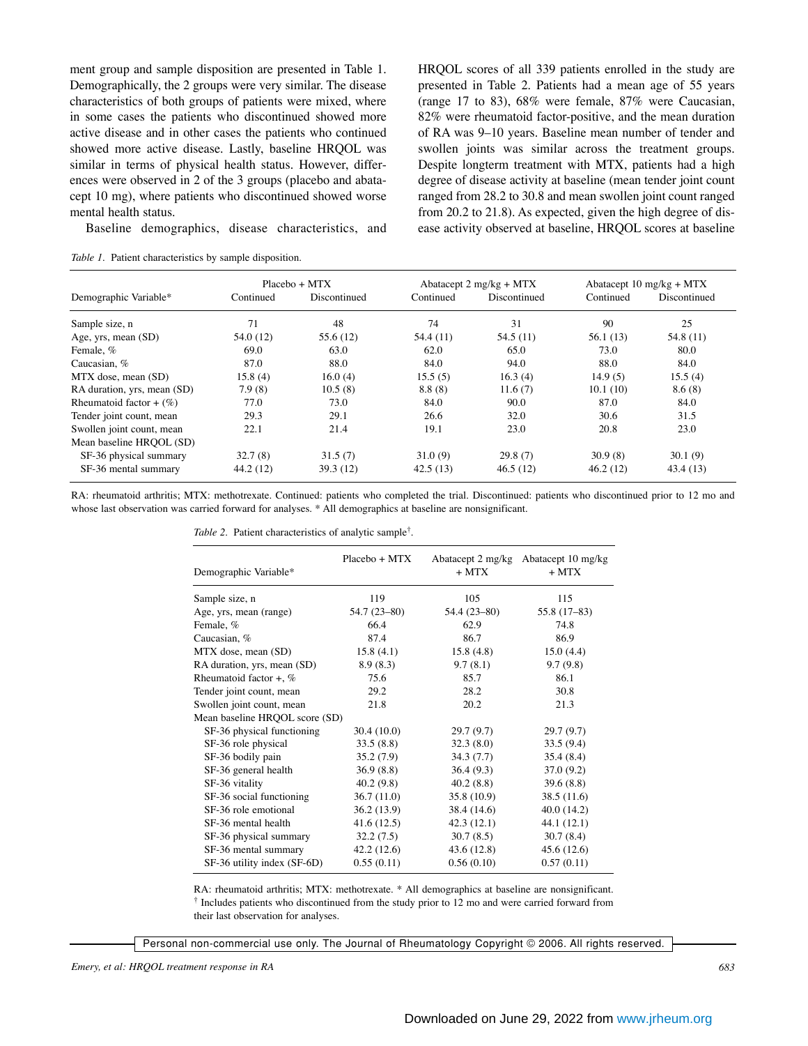ment group and sample disposition are presented in Table 1. Demographically, the 2 groups were very similar. The disease characteristics of both groups of patients were mixed, where in some cases the patients who discontinued showed more active disease and in other cases the patients who continued showed more active disease. Lastly, baseline HRQOL was similar in terms of physical health status. However, differences were observed in 2 of the 3 groups (placebo and abatacept 10 mg), where patients who discontinued showed worse mental health status.

Baseline demographics, disease characteristics, and HRQOL scores of all 339 patients enrolled in the study are presented in Table 2. Patients had a mean age of 55 years (range 17 to 83), 68% were female, 87% were Caucasian, 82% were rheumatoid factor-positive, and the mean duration of RA was 9–10 years. Baseline mean number of tender and swollen joints was similar across the treatment groups. Despite longterm treatment with MTX, patients had a high degree of disease activity at baseline (mean tender joint count ranged from 28.2 to 30.8 and mean swollen joint count ranged from 20.2 to 21.8). As expected, given the high degree of disease activity observed at baseline, HRQOL scores at baseline

*Table 1.* Patient characteristics by sample disposition.

| Demographic Variable* | Placebo + MTX | | Abatacept 2 mg/kg + MTX | | Abatacept 10 mg/kg + MTX | |
|---|---|---|---|---|---|---|
| | Continued | Discontinued | Continued | Discontinued | Continued | Discontinued |
| Sample size, n | 71 | 48 | 74 | 31 | 90 | 25 |
| Age, yrs, mean (SD) | 54.0 (12) | 55.6 (12) | 54.4 (11) | 54.5 (11) | 56.1 (13) | 54.8 (11) |
| Female, % | 69.0 | 63.0 | 62.0 | 65.0 | 73.0 | 80.0 |
| Caucasian, % | 87.0 | 88.0 | 84.0 | 94.0 | 88.0 | 84.0 |
| MTX dose, mean (SD) | 15.8 (4) | 16.0 (4) | 15.5 (5) | 16.3 (4) | 14.9 (5) | 15.5 (4) |
| RA duration, yrs, mean (SD) | 7.9 (8) | 10.5 (8) | 8.8 (8) | 11.6 (7) | 10.1 (10) | 8.6 (8) |
| Rheumatoid factor + (%) | 77.0 | 73.0 | 84.0 | 90.0 | 87.0 | 84.0 |
| Tender joint count, mean | 29.3 | 29.1 | 26.6 | 32.0 | 30.6 | 31.5 |
| Swollen joint count, mean | 22.1 | 21.4 | 19.1 | 23.0 | 20.8 | 23.0 |
| Mean baseline HRQOL (SD) | | | | | | |
| SF-36 physical summary | 32.7 (8) | 31.5 (7) | 31.0 (9) | 29.8 (7) | 30.9 (8) | 30.1 (9) |
| SF-36 mental summary | 44.2 (12) | 39.3 (12) | 42.5 (13) | 46.5 (12) | 46.2 (12) | 43.4 (13) |

RA: rheumatoid arthritis; MTX: methotrexate. Continued: patients who completed the trial. Discontinued: patients who discontinued prior to 12 mo and whose last observation was carried forward for analyses. * All demographics at baseline are nonsignificant.

*Table 2.* Patient characteristics of analytic sample[†].

| Demographic Variable* | Placebo + MTX | Abatacept 2 mg/kg + MTX | Abatacept 10 mg/kg + MTX |
|---|---|---|---|
| Sample size, n | 119 | 105 | 115 |
| Age, yrs, mean (range) | 54.7 (23–80) | 54.4 (23–80) | 55.8 (17–83) |
| Female, % | 66.4 | 62.9 | 74.8 |
| Caucasian, % | 87.4 | 86.7 | 86.9 |
| MTX dose, mean (SD) | 15.8 (4.1) | 15.8 (4.8) | 15.0 (4.4) |
| RA duration, yrs, mean (SD) | 8.9 (8.3) | 9.7 (8.1) | 9.7 (9.8) |
| Rheumatoid factor +, % | 75.6 | 85.7 | 86.1 |
| Tender joint count, mean | 29.2 | 28.2 | 30.8 |
| Swollen joint count, mean | 21.8 | 20.2 | 21.3 |
| Mean baseline HRQOL score (SD) | | | |
| SF-36 physical functioning | 30.4 (10.0) | 29.7 (9.7) | 29.7 (9.7) |
| SF-36 role physical | 33.5 (8.8) | 32.3 (8.0) | 33.5 (9.4) |
| SF-36 bodily pain | 35.2 (7.9) | 34.3 (7.7) | 35.4 (8.4) |
| SF-36 general health | 36.9 (8.8) | 36.4 (9.3) | 37.0 (9.2) |
| SF-36 vitality | 40.2 (9.8) | 40.2 (8.8) | 39.6 (8.8) |
| SF-36 social functioning | 36.7 (11.0) | 35.8 (10.9) | 38.5 (11.6) |
| SF-36 role emotional | 36.2 (13.9) | 38.4 (14.6) | 40.0 (14.2) |
| SF-36 mental health | 41.6 (12.5) | 42.3 (12.1) | 44.1 (12.1) |
| SF-36 physical summary | 32.2 (7.5) | 30.7 (8.5) | 30.7 (8.4) |
| SF-36 mental summary | 42.2 (12.6) | 43.6 (12.8) | 45.6 (12.6) |
| SF-36 utility index (SF-6D) | 0.55 (0.11) | 0.56 (0.10) | 0.57 (0.11) |

RA: rheumatoid arthritis; MTX: methotrexate. * All demographics at baseline are nonsignificant.
[†] Includes patients who discontinued from the study prior to 12 mo and were carried forward from their last observation for analyses.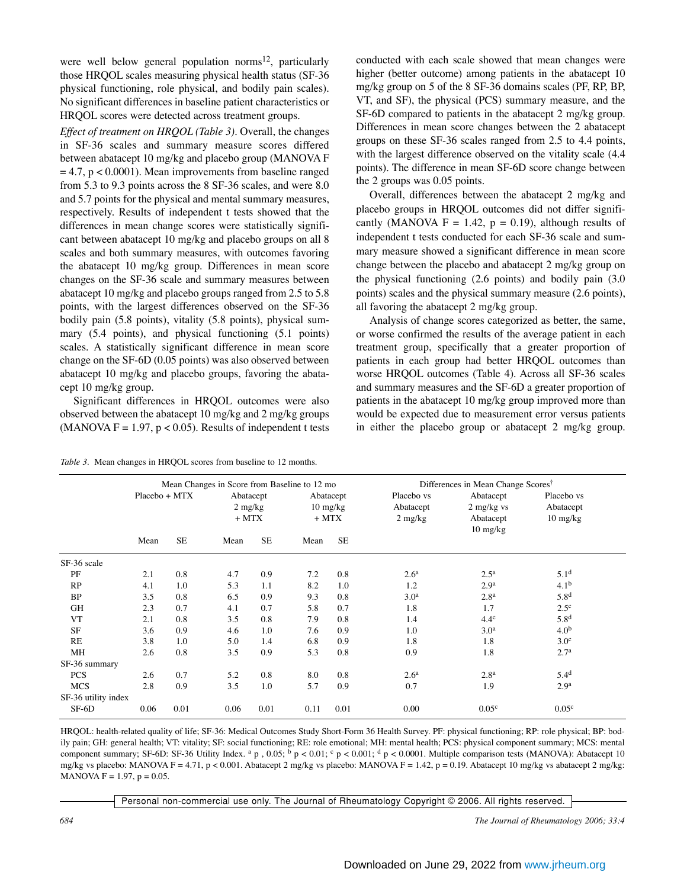were well below general population norms[12], particularly those HRQOL scales measuring physical health status (SF-36 physical functioning, role physical, and bodily pain scales). No significant differences in baseline patient characteristics or HRQOL scores were detected across treatment groups.

*Effect of treatment on HRQOL (Table 3).* Overall, the changes in SF-36 scales and summary measure scores differed between abatacept 10 mg/kg and placebo group (MANOVA $F = 4.7$, $p < 0.0001$). Mean improvements from baseline ranged from 5.3 to 9.3 points across the 8 SF-36 scales, and were 8.0 and 5.7 points for the physical and mental summary measures, respectively. Results of independent t tests showed that the differences in mean change scores were statistically significant between abatacept 10 mg/kg and placebo groups on all 8 scales and both summary measures, with outcomes favoring the abatacept 10 mg/kg group. Differences in mean score changes on the SF-36 scale and summary measures between abatacept 10 mg/kg and placebo groups ranged from 2.5 to 5.8 points, with the largest differences observed on the SF-36 bodily pain (5.8 points), vitality (5.8 points), physical summary (5.4 points), and physical functioning (5.1 points) scales. A statistically significant difference in mean score change on the SF-6D (0.05 points) was also observed between abatacept 10 mg/kg and placebo groups, favoring the abatacept 10 mg/kg group.

Significant differences in HRQOL outcomes were also observed between the abatacept 10 mg/kg and 2 mg/kg groups (MANOVA $F = 1.97$, $p < 0.05$). Results of independent t tests conducted with each scale showed that mean changes were higher (better outcome) among patients in the abatacept 10 mg/kg group on 5 of the 8 SF-36 domains scales (PF, RP, BP, VT, and SF), the physical (PCS) summary measure, and the SF-6D compared to patients in the abatacept 2 mg/kg group. Differences in mean score changes between the 2 abatacept groups on these SF-36 scales ranged from 2.5 to 4.4 points, with the largest difference observed on the vitality scale (4.4 points). The difference in mean SF-6D score change between the 2 groups was 0.05 points.

Overall, differences between the abatacept 2 mg/kg and placebo groups in HRQOL outcomes did not differ significantly (MANOVA $F = 1.42$, $p = 0.19$), although results of independent t tests conducted for each SF-36 scale and summary measure showed a significant difference in mean score change between the placebo and abatacept 2 mg/kg group on the physical functioning (2.6 points) and bodily pain (3.0 points) scales and the physical summary measure (2.6 points), all favoring the abatacept 2 mg/kg group.

Analysis of change scores categorized as better, the same, or worse confirmed the results of the average patient in each treatment group, specifically that a greater proportion of patients in each group had better HRQOL outcomes than worse HRQOL outcomes (Table 4). Across all SF-36 scales and summary measures and the SF-6D a greater proportion of patients in the abatacept 10 mg/kg group improved more than would be expected due to measurement error versus patients in either the placebo group or abatacept 2 mg/kg group.

*Table 3.* Mean changes in HRQOL scores from baseline to 12 months.

| | Mean Changes in Score from Baseline to 12 mo | | | | | | Differences in Mean Change Scores[†] | | |
|---|---|---|---|---|---|---|---|---|---|
| | Placebo + MTX | | Abatacept 2 mg/kg + MTX | | Abatacept 10 mg/kg + MTX | | Placebo vs Abatacept 2 mg/kg | Abatacept 2 mg/kg vs Abatacept 10 mg/kg | Placebo vs Abatacept 10 mg/kg |
| | Mean | SE | Mean | SE | Mean | SE | | | |
| SF-36 scale | | | | | | | | | |
| PF | 2.1 | 0.8 | 4.7 | 0.9 | 7.2 | 0.8 | 2.6[a] | 2.5[a] | 5.1[d] |
| RP | 4.1 | 1.0 | 5.3 | 1.1 | 8.2 | 1.0 | 1.2 | 2.9[a] | 4.1[b] |
| BP | 3.5 | 0.8 | 6.5 | 0.9 | 9.3 | 0.8 | 3.0[a] | 2.8[a] | 5.8[d] |
| GH | 2.3 | 0.7 | 4.1 | 0.7 | 5.8 | 0.7 | 1.8 | 1.7 | 2.5[c] |
| VT | 2.1 | 0.8 | 3.5 | 0.8 | 7.9 | 0.8 | 1.4 | 4.4[c] | 5.8[d] |
| SF | 3.6 | 0.9 | 4.6 | 1.0 | 7.6 | 0.9 | 1.0 | 3.0[a] | 4.0[b] |
| RE | 3.8 | 1.0 | 5.0 | 1.4 | 6.8 | 0.9 | 1.8 | 1.8 | 3.0[c] |
| MH | 2.6 | 0.8 | 3.5 | 0.9 | 5.3 | 0.8 | 0.9 | 1.8 | 2.7[a] |
| SF-36 summary | | | | | | | | | |
| PCS | 2.6 | 0.7 | 5.2 | 0.8 | 8.0 | 0.8 | 2.6[a] | 2.8[a] | 5.4[d] |
| MCS | 2.8 | 0.9 | 3.5 | 1.0 | 5.7 | 0.9 | 0.7 | 1.9 | 2.9[a] |
| SF-36 utility index | | | | | | | | | |
| SF-6D | 0.06 | 0.01 | 0.06 | 0.01 | 0.11 | 0.01 | 0.00 | 0.05[c] | 0.05[c] |

HRQOL: health-related quality of life; SF-36: Medical Outcomes Study Short-Form 36 Health Survey. PF: physical functioning; RP: role physical; BP: bodily pain; GH: general health; VT: vitality; SF: social functioning; RE: role emotional; MH: mental health; PCS: physical component summary; MCS: mental component summary; SF-6D: SF-36 Utility Index. [a] p , 0.05; [b] $p < 0.01$; [c] $p < 0.001$; [d] $p < 0.0001$. Multiple comparison tests (MANOVA): Abatacept 10 mg/kg vs placebo: MANOVA $F = 4.71$, $p < 0.001$. Abatacept 2 mg/kg vs placebo: MANOVA $F = 1.42$, $p = 0.19$. Abatacept 10 mg/kg vs abatacept 2 mg/kg: MANOVA $F = 1.97$, $p = 0.05$.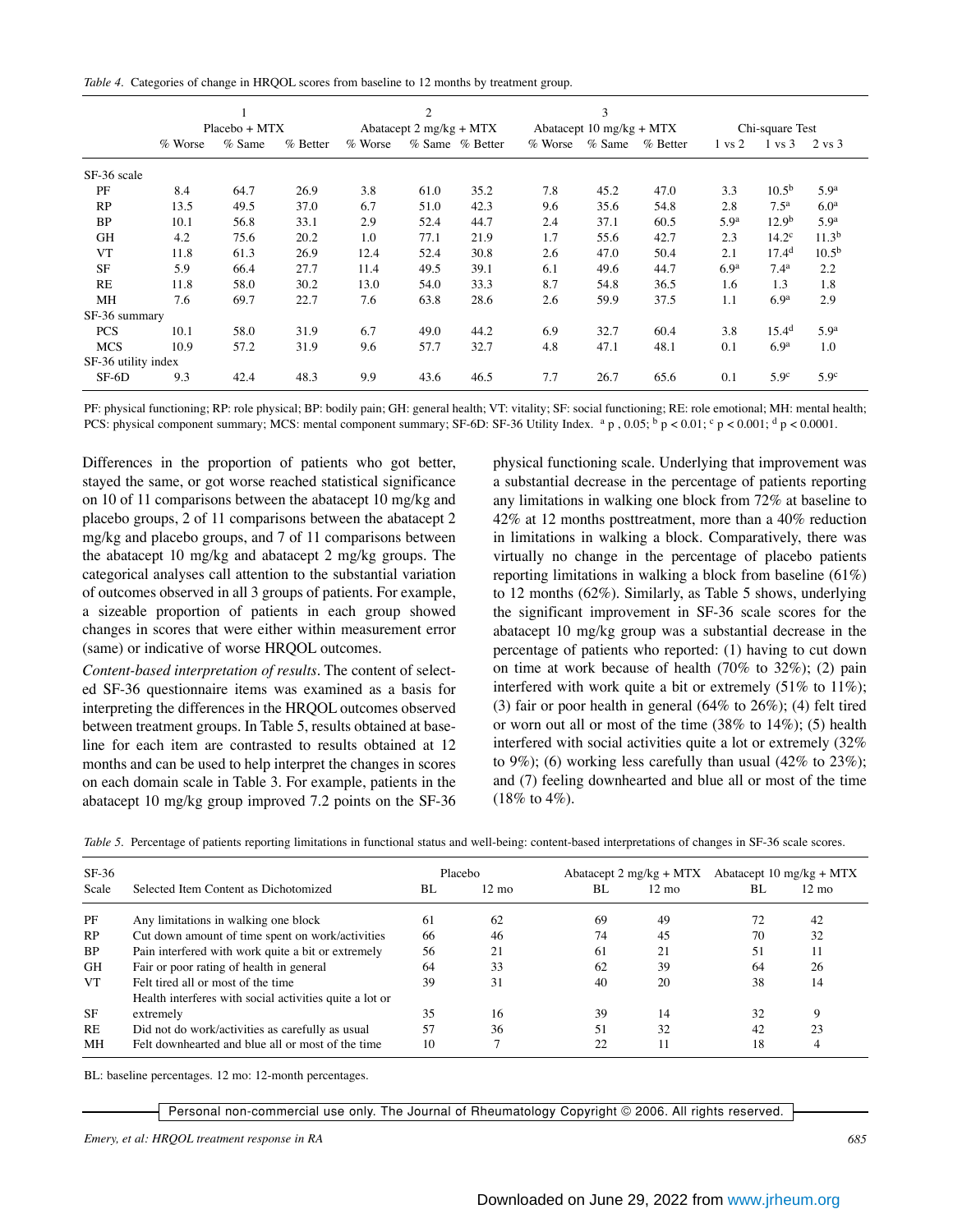*Table 4.* Categories of change in HRQOL scores from baseline to 12 months by treatment group.

| | 1 Placebo + MTX | | | 2 Abatacept 2 mg/kg + MTX | | | 3 Abatacept 10 mg/kg + MTX | | | Chi-square Test | | |
|---|---|---|---|---|---|---|---|---|---|---|---|---|
| | % Worse | % Same | % Better | % Worse | % Same | % Better | % Worse | % Same | % Better | 1 vs 2 | 1 vs 3 | 2 vs 3 |
| SF-36 scale | | | | | | | | | | | | |
| PF | 8.4 | 64.7 | 26.9 | 3.8 | 61.0 | 35.2 | 7.8 | 45.2 | 47.0 | 3.3 | 10.5[b] | 5.9[a] |
| RP | 13.5 | 49.5 | 37.0 | 6.7 | 51.0 | 42.3 | 9.6 | 35.6 | 54.8 | 2.8 | 7.5[a] | 6.0[a] |
| BP | 10.1 | 56.8 | 33.1 | 2.9 | 52.4 | 44.7 | 2.4 | 37.1 | 60.5 | 5.9[a] | 12.9[b] | 5.9[a] |
| GH | 4.2 | 75.6 | 20.2 | 1.0 | 77.1 | 21.9 | 1.7 | 55.6 | 42.7 | 2.3 | 14.2[c] | 11.3[b] |
| VT | 11.8 | 61.3 | 26.9 | 12.4 | 52.4 | 30.8 | 2.6 | 47.0 | 50.4 | 2.1 | 17.4[d] | 10.5[b] |
| SF | 5.9 | 66.4 | 27.7 | 11.4 | 49.5 | 39.1 | 6.1 | 49.6 | 44.7 | 6.9[a] | 7.4[a] | 2.2 |
| RE | 11.8 | 58.0 | 30.2 | 13.0 | 54.0 | 33.3 | 8.7 | 54.8 | 36.5 | 1.6 | 1.3 | 1.8 |
| MH | 7.6 | 69.7 | 22.7 | 7.6 | 63.8 | 28.6 | 2.6 | 59.9 | 37.5 | 1.1 | 6.9[a] | 2.9 |
| SF-36 summary | | | | | | | | | | | | |
| PCS | 10.1 | 58.0 | 31.9 | 6.7 | 49.0 | 44.2 | 6.9 | 32.7 | 60.4 | 3.8 | 15.4[d] | 5.9[a] |
| MCS | 10.9 | 57.2 | 31.9 | 9.6 | 57.7 | 32.7 | 4.8 | 47.1 | 48.1 | 0.1 | 6.9[a] | 1.0 |
| SF-36 utility index | | | | | | | | | | | | |
| SF-6D | 9.3 | 42.4 | 48.3 | 9.9 | 43.6 | 46.5 | 7.7 | 26.7 | 65.6 | 0.1 | 5.9[c] | 5.9[c] |

PF: physical functioning; RP: role physical; BP: bodily pain; GH: general health; VT: vitality; SF: social functioning; RE: role emotional; MH: mental health; PCS: physical component summary; MCS: mental component summary; SF-6D: SF-36 Utility Index. [a] p , 0.05; [b] p < 0.01; [c] p < 0.001; [d] p < 0.0001.

Differences in the proportion of patients who got better, stayed the same, or got worse reached statistical significance on 10 of 11 comparisons between the abatacept 10 mg/kg and placebo groups, 2 of 11 comparisons between the abatacept 2 mg/kg and placebo groups, and 7 of 11 comparisons between the abatacept 10 mg/kg and abatacept 2 mg/kg groups. The categorical analyses call attention to the substantial variation of outcomes observed in all 3 groups of patients. For example, a sizeable proportion of patients in each group showed changes in scores that were either within measurement error (same) or indicative of worse HRQOL outcomes.

*Content-based interpretation of results*. The content of selected SF-36 questionnaire items was examined as a basis for interpreting the differences in the HRQOL outcomes observed between treatment groups. In Table 5, results obtained at baseline for each item are contrasted to results obtained at 12 months and can be used to help interpret the changes in scores on each domain scale in Table 3. For example, patients in the abatacept 10 mg/kg group improved 7.2 points on the SF-36 physical functioning scale. Underlying that improvement was a substantial decrease in the percentage of patients reporting any limitations in walking one block from 72% at baseline to 42% at 12 months posttreatment, more than a 40% reduction in limitations in walking a block. Comparatively, there was virtually no change in the percentage of placebo patients reporting limitations in walking a block from baseline (61%) to 12 months (62%). Similarly, as Table 5 shows, underlying the significant improvement in SF-36 scale scores for the abatacept 10 mg/kg group was a substantial decrease in the percentage of patients who reported: (1) having to cut down on time at work because of health (70% to 32%); (2) pain interfered with work quite a bit or extremely (51% to 11%); (3) fair or poor health in general (64% to 26%); (4) felt tired or worn out all or most of the time (38% to 14%); (5) health interfered with social activities quite a lot or extremely (32% to 9%); (6) working less carefully than usual (42% to 23%); and (7) feeling downhearted and blue all or most of the time (18% to 4%).

*Table 5.* Percentage of patients reporting limitations in functional status and well-being: content-based interpretations of changes in SF-36 scale scores.

| SF-36 Scale | Selected Item Content as Dichotomized | Placebo BL | Placebo 12 mo | Abatacept 2 mg/kg + MTX BL | Abatacept 2 mg/kg + MTX 12 mo | Abatacept 10 mg/kg + MTX BL | Abatacept 10 mg/kg + MTX 12 mo |
|---|---|---|---|---|---|---|---|
| PF | Any limitations in walking one block | 61 | 62 | 69 | 49 | 72 | 42 |
| RP | Cut down amount of time spent on work/activities | 66 | 46 | 74 | 45 | 70 | 32 |
| BP | Pain interfered with work quite a bit or extremely | 56 | 21 | 61 | 21 | 51 | 11 |
| GH | Fair or poor rating of health in general | 64 | 33 | 62 | 39 | 64 | 26 |
| VT | Felt tired all or most of the time | 39 | 31 | 40 | 20 | 38 | 14 |
| SF | Health interferes with social activities quite a lot or extremely | 35 | 16 | 39 | 14 | 32 | 9 |
| RE | Did not do work/activities as carefully as usual | 57 | 36 | 51 | 32 | 42 | 23 |
| MH | Felt downhearted and blue all or most of the time | 10 | 7 | 22 | 11 | 18 | 4 |

BL: baseline percentages. 12 mo: 12-month percentages.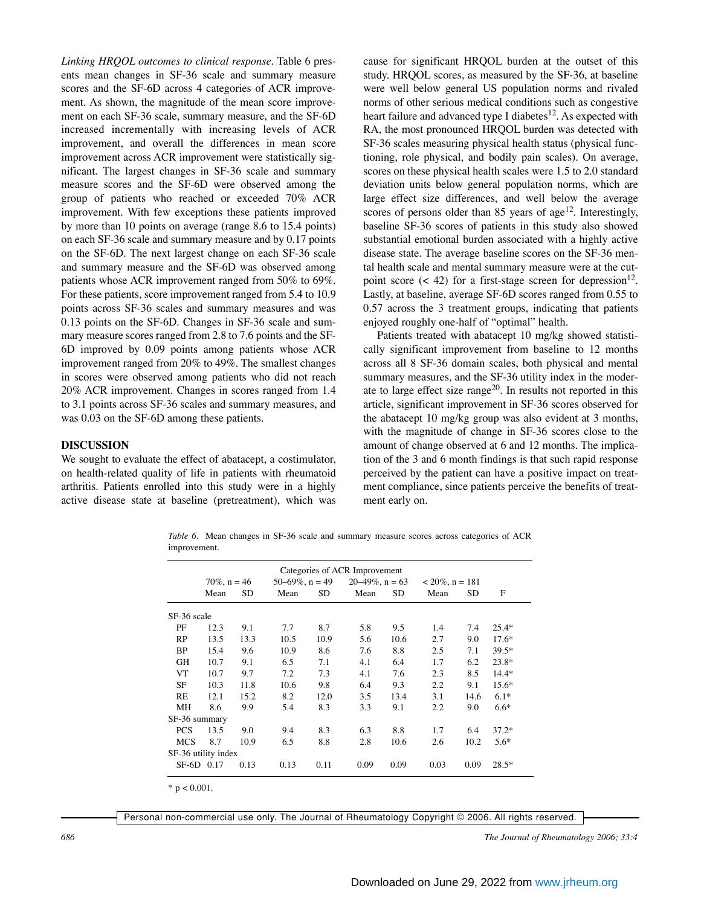*Linking HRQOL outcomes to clinical response*. Table 6 presents mean changes in SF-36 scale and summary measure scores and the SF-6D across 4 categories of ACR improvement. As shown, the magnitude of the mean score improvement on each SF-36 scale, summary measure, and the SF-6D increased incrementally with increasing levels of ACR improvement, and overall the differences in mean score improvement across ACR improvement were statistically significant. The largest changes in SF-36 scale and summary measure scores and the SF-6D were observed among the group of patients who reached or exceeded 70% ACR improvement. With few exceptions these patients improved by more than 10 points on average (range 8.6 to 15.4 points) on each SF-36 scale and summary measure and by 0.17 points on the SF-6D. The next largest change on each SF-36 scale and summary measure and the SF-6D was observed among patients whose ACR improvement ranged from 50% to 69%. For these patients, score improvement ranged from 5.4 to 10.9 points across SF-36 scales and summary measures and was 0.13 points on the SF-6D. Changes in SF-36 scale and summary measure scores ranged from 2.8 to 7.6 points and the SF-6D improved by 0.09 points among patients whose ACR improvement ranged from 20% to 49%. The smallest changes in scores were observed among patients who did not reach 20% ACR improvement. Changes in scores ranged from 1.4 to 3.1 points across SF-36 scales and summary measures, and was 0.03 on the SF-6D among these patients.

## DISCUSSION

We sought to evaluate the effect of abatacept, a costimulator, on health-related quality of life in patients with rheumatoid arthritis. Patients enrolled into this study were in a highly active disease state at baseline (pretreatment), which was cause for significant HRQOL burden at the outset of this study. HRQOL scores, as measured by the SF-36, at baseline were well below general US population norms and rivaled norms of other serious medical conditions such as congestive heart failure and advanced type I diabetes[12]. As expected with RA, the most pronounced HRQOL burden was detected with SF-36 scales measuring physical health status (physical functioning, role physical, and bodily pain scales). On average, scores on these physical health scales were 1.5 to 2.0 standard deviation units below general population norms, which are large effect size differences, and well below the average scores of persons older than 85 years of age[12]. Interestingly, baseline SF-36 scores of patients in this study also showed substantial emotional burden associated with a highly active disease state. The average baseline scores on the SF-36 mental health scale and mental summary measure were at the cutpoint score (< 42) for a first-stage screen for depression[12]. Lastly, at baseline, average SF-6D scores ranged from 0.55 to 0.57 across the 3 treatment groups, indicating that patients enjoyed roughly one-half of "optimal" health.

Patients treated with abatacept 10 mg/kg showed statistically significant improvement from baseline to 12 months across all 8 SF-36 domain scales, both physical and mental summary measures, and the SF-36 utility index in the moderate to large effect size range[20]. In results not reported in this article, significant improvement in SF-36 scores observed for the abatacept 10 mg/kg group was also evident at 3 months, with the magnitude of change in SF-36 scores close to the amount of change observed at 6 and 12 months. The implication of the 3 and 6 month findings is that such rapid response perceived by the patient can have a positive impact on treatment compliance, since patients perceive the benefits of treatment early on.

*Table 6*. Mean changes in SF-36 scale and summary measure scores across categories of ACR improvement.

| | Categories of ACR Improvement | | | | | | | | |
|---|---|---|---|---|---|---|---|---|---|
| | 70%, n = 46 | | 50–69%, n = 49 | | 20–49%, n = 63 | | < 20%, n = 181 | | |
| | Mean | SD | Mean | SD | Mean | SD | Mean | SD | F |
| SF-36 scale | | | | | | | | | |
| PF | 12.3 | 9.1 | 7.7 | 8.7 | 5.8 | 9.5 | 1.4 | 7.4 | 25.4* |
| RP | 13.5 | 13.3 | 10.5 | 10.9 | 5.6 | 10.6 | 2.7 | 9.0 | 17.6* |
| BP | 15.4 | 9.6 | 10.9 | 8.6 | 7.6 | 8.8 | 2.5 | 7.1 | 39.5* |
| GH | 10.7 | 9.1 | 6.5 | 7.1 | 4.1 | 6.4 | 1.7 | 6.2 | 23.8* |
| VT | 10.7 | 9.7 | 7.2 | 7.3 | 4.1 | 7.6 | 2.3 | 8.5 | 14.4* |
| SF | 10.3 | 11.8 | 10.6 | 9.8 | 6.4 | 9.3 | 2.2 | 9.1 | 15.6* |
| RE | 12.1 | 15.2 | 8.2 | 12.0 | 3.5 | 13.4 | 3.1 | 14.6 | 6.1* |
| MH | 8.6 | 9.9 | 5.4 | 8.3 | 3.3 | 9.1 | 2.2 | 9.0 | 6.6* |
| SF-36 summary | | | | | | | | | |
| PCS | 13.5 | 9.0 | 9.4 | 8.3 | 6.3 | 8.8 | 1.7 | 6.4 | 37.2* |
| MCS | 8.7 | 10.9 | 6.5 | 8.8 | 2.8 | 10.6 | 2.6 | 10.2 | 5.6* |
| SF-36 utility index | | | | | | | | | |
| SF-6D | 0.17 | 0.13 | 0.13 | 0.11 | 0.09 | 0.09 | 0.03 | 0.09 | 28.5* |

* $p < 0.001$.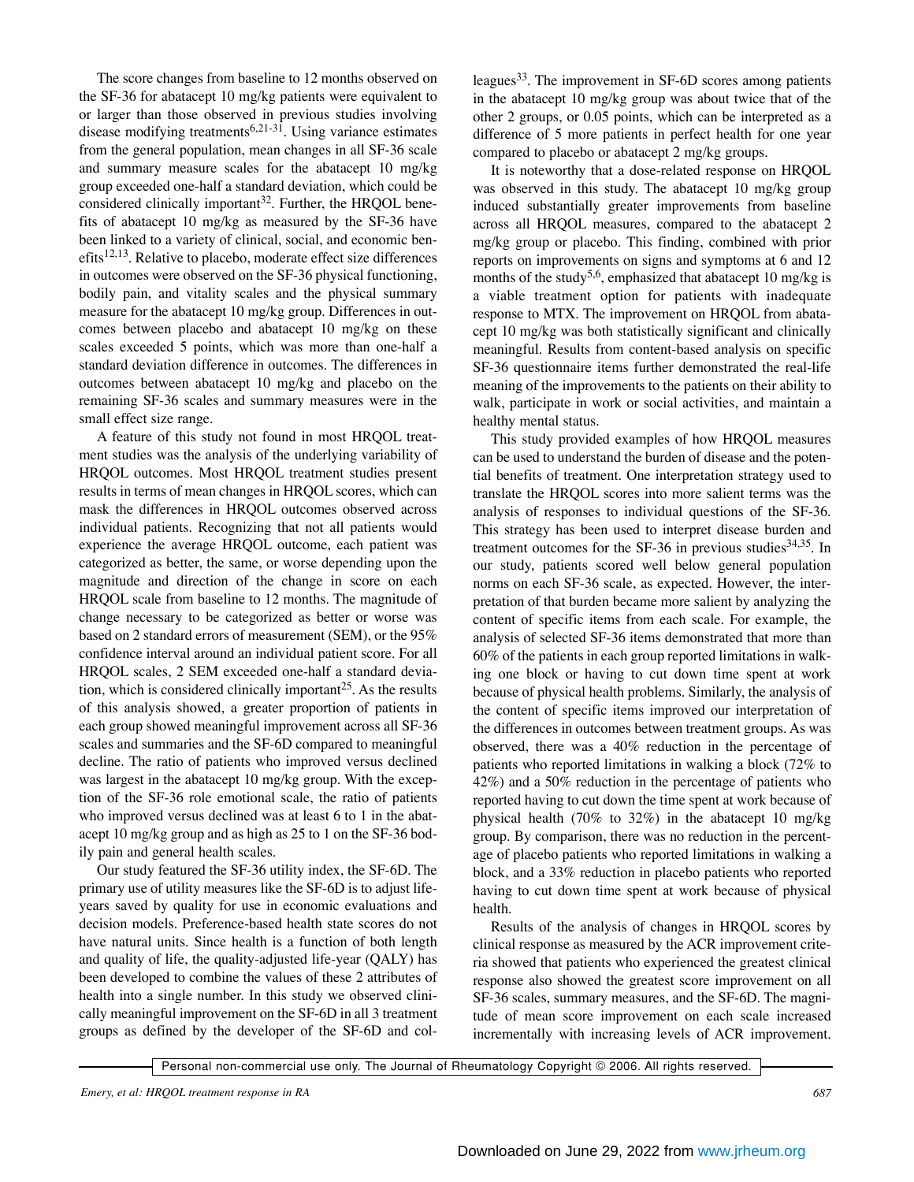The score changes from baseline to 12 months observed on the SF-36 for abatacept 10 mg/kg patients were equivalent to or larger than those observed in previous studies involving disease modifying treatments[6,21-31]. Using variance estimates from the general population, mean changes in all SF-36 scale and summary measure scales for the abatacept 10 mg/kg group exceeded one-half a standard deviation, which could be considered clinically important[32]. Further, the HRQOL benefits of abatacept 10 mg/kg as measured by the SF-36 have been linked to a variety of clinical, social, and economic benefits[12,13]. Relative to placebo, moderate effect size differences in outcomes were observed on the SF-36 physical functioning, bodily pain, and vitality scales and the physical summary measure for the abatacept 10 mg/kg group. Differences in outcomes between placebo and abatacept 10 mg/kg on these scales exceeded 5 points, which was more than one-half a standard deviation difference in outcomes. The differences in outcomes between abatacept 10 mg/kg and placebo on the remaining SF-36 scales and summary measures were in the small effect size range.

A feature of this study not found in most HRQOL treatment studies was the analysis of the underlying variability of HRQOL outcomes. Most HRQOL treatment studies present results in terms of mean changes in HRQOL scores, which can mask the differences in HRQOL outcomes observed across individual patients. Recognizing that not all patients would experience the average HRQOL outcome, each patient was categorized as better, the same, or worse depending upon the magnitude and direction of the change in score on each HRQOL scale from baseline to 12 months. The magnitude of change necessary to be categorized as better or worse was based on 2 standard errors of measurement (SEM), or the 95% confidence interval around an individual patient score. For all HRQOL scales, 2 SEM exceeded one-half a standard deviation, which is considered clinically important[25]. As the results of this analysis showed, a greater proportion of patients in each group showed meaningful improvement across all SF-36 scales and summaries and the SF-6D compared to meaningful decline. The ratio of patients who improved versus declined was largest in the abatacept 10 mg/kg group. With the exception of the SF-36 role emotional scale, the ratio of patients who improved versus declined was at least 6 to 1 in the abatacept 10 mg/kg group and as high as 25 to 1 on the SF-36 bodily pain and general health scales.

Our study featured the SF-36 utility index, the SF-6D. The primary use of utility measures like the SF-6D is to adjust life-years saved by quality for use in economic evaluations and decision models. Preference-based health state scores do not have natural units. Since health is a function of both length and quality of life, the quality-adjusted life-year (QALY) has been developed to combine the values of these 2 attributes of health into a single number. In this study we observed clinically meaningful improvement on the SF-6D in all 3 treatment groups as defined by the developer of the SF-6D and colleagues[33]. The improvement in SF-6D scores among patients in the abatacept 10 mg/kg group was about twice that of the other 2 groups, or 0.05 points, which can be interpreted as a difference of 5 more patients in perfect health for one year compared to placebo or abatacept 2 mg/kg groups.

It is noteworthy that a dose-related response on HRQOL was observed in this study. The abatacept 10 mg/kg group induced substantially greater improvements from baseline across all HRQOL measures, compared to the abatacept 2 mg/kg group or placebo. This finding, combined with prior reports on improvements on signs and symptoms at 6 and 12 months of the study[5,6], emphasized that abatacept 10 mg/kg is a viable treatment option for patients with inadequate response to MTX. The improvement on HRQOL from abatacept 10 mg/kg was both statistically significant and clinically meaningful. Results from content-based analysis on specific SF-36 questionnaire items further demonstrated the real-life meaning of the improvements to the patients on their ability to walk, participate in work or social activities, and maintain a healthy mental status.

This study provided examples of how HRQOL measures can be used to understand the burden of disease and the potential benefits of treatment. One interpretation strategy used to translate the HRQOL scores into more salient terms was the analysis of responses to individual questions of the SF-36. This strategy has been used to interpret disease burden and treatment outcomes for the SF-36 in previous studies[34,35]. In our study, patients scored well below general population norms on each SF-36 scale, as expected. However, the interpretation of that burden became more salient by examining the content of specific items from each scale. For example, the analysis of selected SF-36 items demonstrated that more than 60% of the patients in each group reported limitations in walking one block or having to cut down time spent at work because of physical health problems. Similarly, the analysis of the content of specific items improved our interpretation of the differences in outcomes between treatment groups. As was observed, there was a 40% reduction in the percentage of patients who reported limitations in walking a block (72% to 42%) and a 50% reduction in the percentage of patients who reported having to cut down the time spent at work because of physical health (70% to 32%) in the abatacept 10 mg/kg group. By comparison, there was no reduction in the percentage of placebo patients who reported limitations in walking a block, and a 33% reduction in placebo patients who reported having to cut down time spent at work because of physical health.

Results of the analysis of changes in HRQOL scores by clinical response as measured by the ACR improvement criteria showed that patients who experienced the greatest clinical response also showed the greatest score improvement on all SF-36 scales, summary measures, and the SF-6D. The magnitude of mean score improvement on each scale increased incrementally with increasing levels of ACR improvement.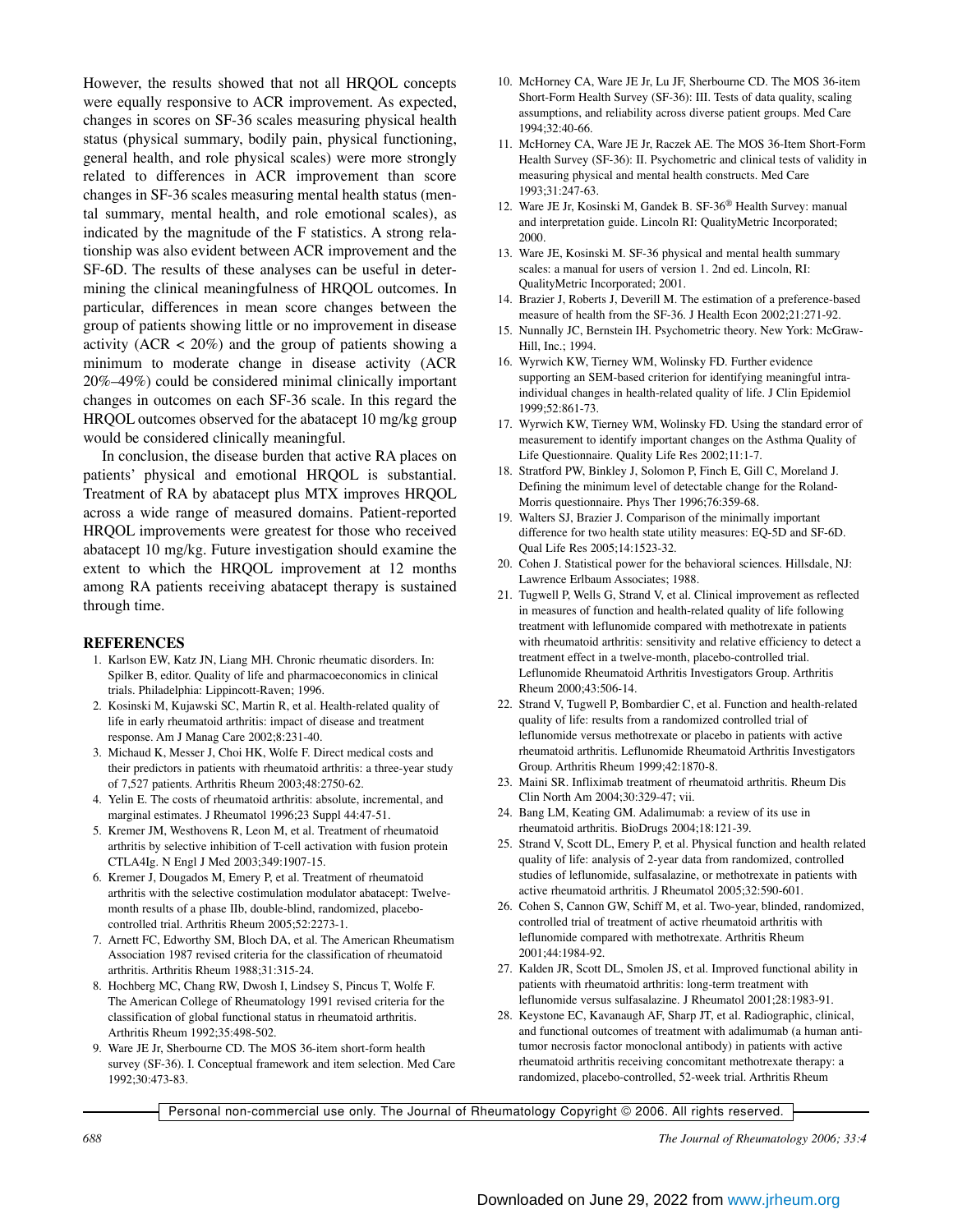However, the results showed that not all HRQOL concepts were equally responsive to ACR improvement. As expected, changes in scores on SF-36 scales measuring physical health status (physical summary, bodily pain, physical functioning, general health, and role physical scales) were more strongly related to differences in ACR improvement than score changes in SF-36 scales measuring mental health status (mental summary, mental health, and role emotional scales), as indicated by the magnitude of the F statistics. A strong relationship was also evident between ACR improvement and the SF-6D. The results of these analyses can be useful in determining the clinical meaningfulness of HRQOL outcomes. In particular, differences in mean score changes between the group of patients showing little or no improvement in disease activity (ACR < 20%) and the group of patients showing a minimum to moderate change in disease activity (ACR 20%–49%) could be considered minimal clinically important changes in outcomes on each SF-36 scale. In this regard the HRQOL outcomes observed for the abatacept 10 mg/kg group would be considered clinically meaningful.

In conclusion, the disease burden that active RA places on patients' physical and emotional HRQOL is substantial. Treatment of RA by abatacept plus MTX improves HRQOL across a wide range of measured domains. Patient-reported HRQOL improvements were greatest for those who received abatacept 10 mg/kg. Future investigation should examine the extent to which the HRQOL improvement at 12 months among RA patients receiving abatacept therapy is sustained through time.

## REFERENCES

1. Karlson EW, Katz JN, Liang MH. Chronic rheumatic disorders. In: Spilker B, editor. Quality of life and pharmacoeconomics in clinical trials. Philadelphia: Lippincott-Raven; 1996.
2. Kosinski M, Kujawski SC, Martin R, et al. Health-related quality of life in early rheumatoid arthritis: impact of disease and treatment response. Am J Manag Care 2002;8:231-40.
3. Michaud K, Messer J, Choi HK, Wolfe F. Direct medical costs and their predictors in patients with rheumatoid arthritis: a three-year study of 7,527 patients. Arthritis Rheum 2003;48:2750-62.
4. Yelin E. The costs of rheumatoid arthritis: absolute, incremental, and marginal estimates. J Rheumatol 1996;23 Suppl 44:47-51.
5. Kremer JM, Westhovens R, Leon M, et al. Treatment of rheumatoid arthritis by selective inhibition of T-cell activation with fusion protein CTLA4Ig. N Engl J Med 2003;349:1907-15.
6. Kremer J, Dougados M, Emery P, et al. Treatment of rheumatoid arthritis with the selective costimulation modulator abatacept: Twelve-month results of a phase IIb, double-blind, randomized, placebo-controlled trial. Arthritis Rheum 2005;52:2273-1.
7. Arnett FC, Edworthy SM, Bloch DA, et al. The American Rheumatism Association 1987 revised criteria for the classification of rheumatoid arthritis. Arthritis Rheum 1988;31:315-24.
8. Hochberg MC, Chang RW, Dwosh I, Lindsey S, Pincus T, Wolfe F. The American College of Rheumatology 1991 revised criteria for the classification of global functional status in rheumatoid arthritis. Arthritis Rheum 1992;35:498-502.
9. Ware JE Jr, Sherbourne CD. The MOS 36-item short-form health survey (SF-36). I. Conceptual framework and item selection. Med Care 1992;30:473-83.
10. McHorney CA, Ware JE Jr, Lu JF, Sherbourne CD. The MOS 36-item Short-Form Health Survey (SF-36): III. Tests of data quality, scaling assumptions, and reliability across diverse patient groups. Med Care 1994;32:40-66.
11. McHorney CA, Ware JE Jr, Raczek AE. The MOS 36-Item Short-Form Health Survey (SF-36): II. Psychometric and clinical tests of validity in measuring physical and mental health constructs. Med Care 1993;31:247-63.
12. Ware JE Jr, Kosinski M, Gandek B. SF-36® Health Survey: manual and interpretation guide. Lincoln RI: QualityMetric Incorporated; 2000.
13. Ware JE, Kosinski M. SF-36 physical and mental health summary scales: a manual for users of version 1. 2nd ed. Lincoln, RI: QualityMetric Incorporated; 2001.
14. Brazier J, Roberts J, Deverill M. The estimation of a preference-based measure of health from the SF-36. J Health Econ 2002;21:271-92.
15. Nunnally JC, Bernstein IH. Psychometric theory. New York: McGraw-Hill, Inc.; 1994.
16. Wyrwich KW, Tierney WM, Wolinsky FD. Further evidence supporting an SEM-based criterion for identifying meaningful intra-individual changes in health-related quality of life. J Clin Epidemiol 1999;52:861-73.
17. Wyrwich KW, Tierney WM, Wolinsky FD. Using the standard error of measurement to identify important changes on the Asthma Quality of Life Questionnaire. Quality Life Res 2002;11:1-7.
18. Stratford PW, Binkley J, Solomon P, Finch E, Gill C, Moreland J. Defining the minimum level of detectable change for the Roland-Morris questionnaire. Phys Ther 1996;76:359-68.
19. Walters SJ, Brazier J. Comparison of the minimally important difference for two health state utility measures: EQ-5D and SF-6D. Qual Life Res 2005;14:1523-32.
20. Cohen J. Statistical power for the behavioral sciences. Hillsdale, NJ: Lawrence Erlbaum Associates; 1988.
21. Tugwell P, Wells G, Strand V, et al. Clinical improvement as reflected in measures of function and health-related quality of life following treatment with leflunomide compared with methotrexate in patients with rheumatoid arthritis: sensitivity and relative efficiency to detect a treatment effect in a twelve-month, placebo-controlled trial. Leflunomide Rheumatoid Arthritis Investigators Group. Arthritis Rheum 2000;43:506-14.
22. Strand V, Tugwell P, Bombardier C, et al. Function and health-related quality of life: results from a randomized controlled trial of leflunomide versus methotrexate or placebo in patients with active rheumatoid arthritis. Leflunomide Rheumatoid Arthritis Investigators Group. Arthritis Rheum 1999;42:1870-8.
23. Maini SR. Infliximab treatment of rheumatoid arthritis. Rheum Dis Clin North Am 2004;30:329-47; vii.
24. Bang LM, Keating GM. Adalimumab: a review of its use in rheumatoid arthritis. BioDrugs 2004;18:121-39.
25. Strand V, Scott DL, Emery P, et al. Physical function and health related quality of life: analysis of 2-year data from randomized, controlled studies of leflunomide, sulfasalazine, or methotrexate in patients with active rheumatoid arthritis. J Rheumatol 2005;32:590-601.
26. Cohen S, Cannon GW, Schiff M, et al. Two-year, blinded, randomized, controlled trial of treatment of active rheumatoid arthritis with leflunomide compared with methotrexate. Arthritis Rheum 2001;44:1984-92.
27. Kalden JR, Scott DL, Smolen JS, et al. Improved functional ability in patients with rheumatoid arthritis: long-term treatment with leflunomide versus sulfasalazine. J Rheumatol 2001;28:1983-91.
28. Keystone EC, Kavanaugh AF, Sharp JT, et al. Radiographic, clinical, and functional outcomes of treatment with adalimumab (a human anti-tumor necrosis factor monoclonal antibody) in patients with active rheumatoid arthritis receiving concomitant methotrexate therapy: a randomized, placebo-controlled, 52-week trial. Arthritis Rheum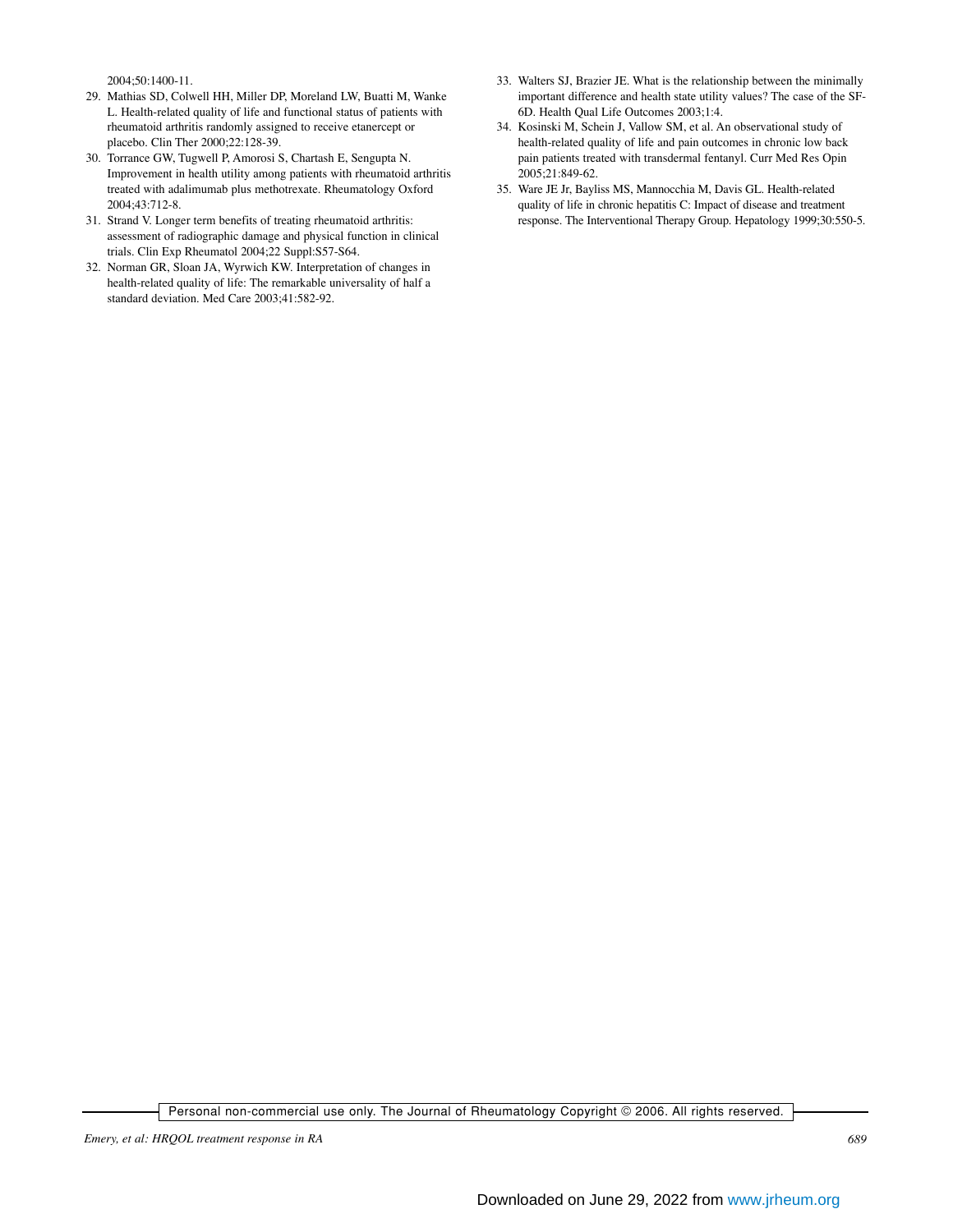2004;50:1400-11.

29. Mathias SD, Colwell HH, Miller DP, Moreland LW, Buatti M, Wanke L. Health-related quality of life and functional status of patients with rheumatoid arthritis randomly assigned to receive etanercept or placebo. Clin Ther 2000;22:128-39.
30. Torrance GW, Tugwell P, Amorosi S, Chartash E, Sengupta N. Improvement in health utility among patients with rheumatoid arthritis treated with adalimumab plus methotrexate. Rheumatology Oxford 2004;43:712-8.
31. Strand V. Longer term benefits of treating rheumatoid arthritis: assessment of radiographic damage and physical function in clinical trials. Clin Exp Rheumatol 2004;22 Suppl:S57-S64.
32. Norman GR, Sloan JA, Wyrwich KW. Interpretation of changes in health-related quality of life: The remarkable universality of half a standard deviation. Med Care 2003;41:582-92.
33. Walters SJ, Brazier JE. What is the relationship between the minimally important difference and health state utility values? The case of the SF-6D. Health Qual Life Outcomes 2003;1:4.
34. Kosinski M, Schein J, Vallow SM, et al. An observational study of health-related quality of life and pain outcomes in chronic low back pain patients treated with transdermal fentanyl. Curr Med Res Opin 2005;21:849-62.
35. Ware JE Jr, Bayliss MS, Mannocchia M, Davis GL. Health-related quality of life in chronic hepatitis C: Impact of disease and treatment response. The Interventional Therapy Group. Hepatology 1999;30:550-5.